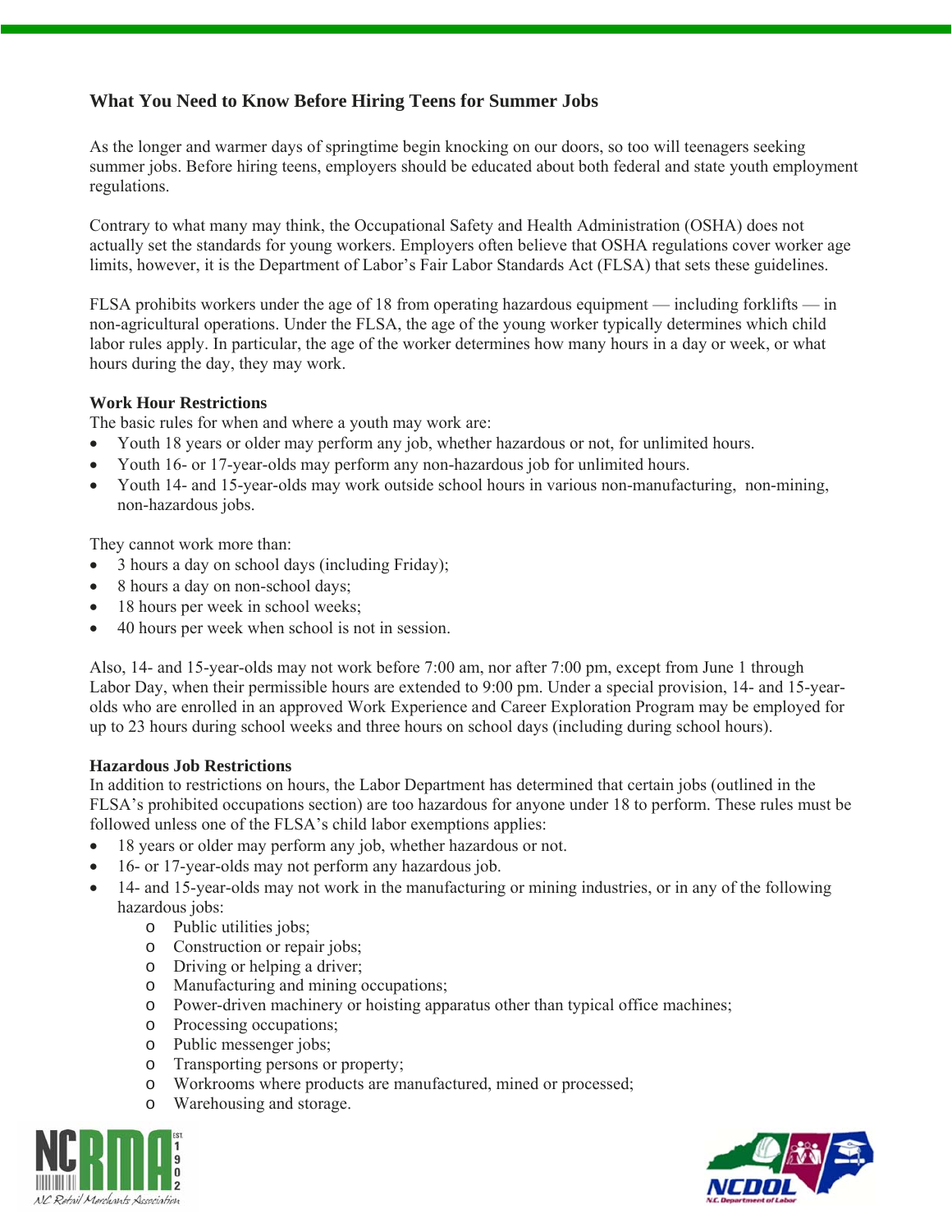## What You Need to Know Before Hiring Teens for Summer Jobs

As the longer and warmer days of springtime begin knocking on our doors, so too will teenagers seeking summer jobs. Before hiring teens, employers should be educated about both federal and state youth employment regulations.

Contrary to what many may think, the Occupational Safety and Health Administration (OSHA) does not actually set the standards for young workers. Employers often believe that OSHA regulations cover worker age limits, however, it is the Department of Labor's Fair Labor Standards Act (FLSA) that sets these guidelines.

FLSA prohibits workers under the age of 18 from operating hazardous equipment — including forklifts — in non-agricultural operations. Under the FLSA, the age of the young worker typically determines which child labor rules apply. In particular, the age of the worker determines how many hours in a day or week, or what hours during the day, they may work.

### Work Hour Restrictions

The basic rules for when and where a youth may work are:

- Youth 18 years or older may perform any job, whether hazardous or not, for unlimited hours.
- Youth 16- or 17-year-olds may perform any non-hazardous job for unlimited hours.
- Youth 14- and 15-year-olds may work outside school hours in various non-manufacturing, non-mining, non-hazardous jobs.

They cannot work more than:

- 3 hours a day on school days (including Friday);
- 8 hours a day on non-school days;
- 18 hours per week in school weeks;
- 40 hours per week when school is not in session.

Also, 14- and 15-year-olds may not work before 7:00 am, nor after 7:00 pm, except from June 1 through Labor Day, when their permissible hours are extended to 9:00 pm. Under a special provision, 14- and 15-year-olds who are enrolled in an approved Work Experience and Career Exploration Program may be employed for up to 23 hours during school weeks and three hours on school days (including during school hours).

### Hazardous Job Restrictions

In addition to restrictions on hours, the Labor Department has determined that certain jobs (outlined in the FLSA's prohibited occupations section) are too hazardous for anyone under 18 to perform. These rules must be followed unless one of the FLSA's child labor exemptions applies:

- 18 years or older may perform any job, whether hazardous or not.
- 16- or 17-year-olds may not perform any hazardous job.
- 14- and 15-year-olds may not work in the manufacturing or mining industries, or in any of the following hazardous jobs:
  - Public utilities jobs;
  - Construction or repair jobs;
  - Driving or helping a driver;
  - Manufacturing and mining occupations;
  - Power-driven machinery or hoisting apparatus other than typical office machines;
  - Processing occupations;
  - Public messenger jobs;
  - Transporting persons or property;
  - Workrooms where products are manufactured, mined or processed;
  - Warehousing and storage.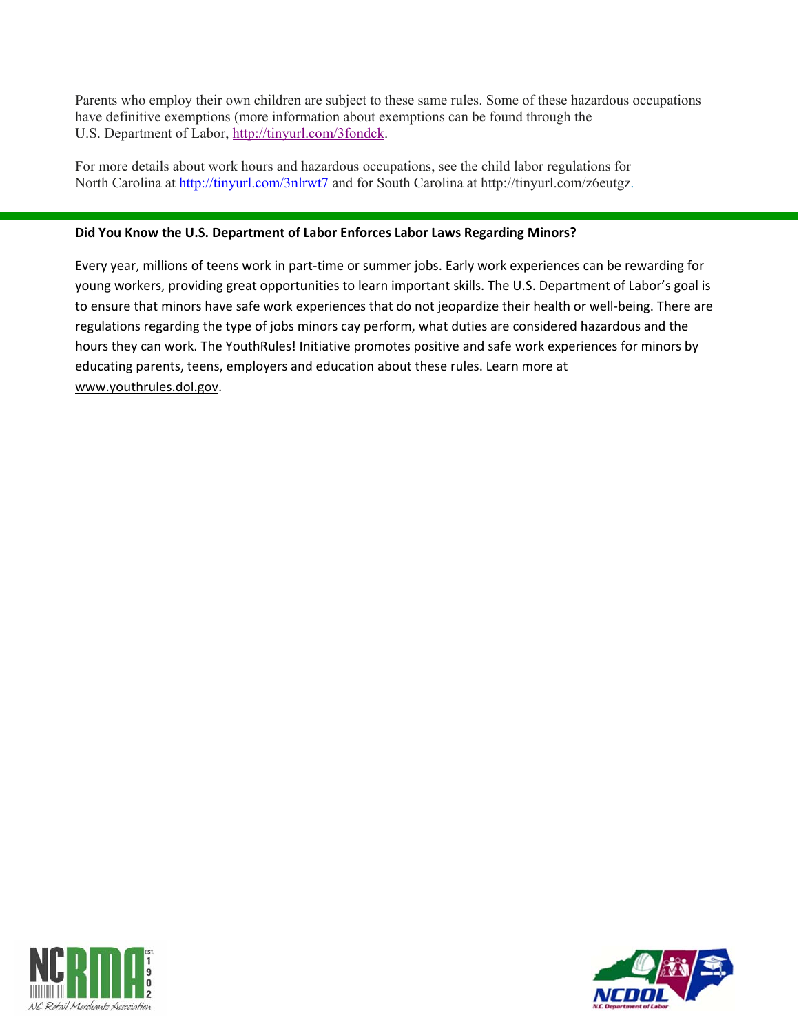Parents who employ their own children are subject to these same rules. Some of these hazardous occupations have definitive exemptions (more information about exemptions can be found through the U.S. Department of Labor, http://tinyurl.com/3fondck.

For more details about work hours and hazardous occupations, see the child labor regulations for North Carolina at http://tinyurl.com/3nlrwt7 and for South Carolina at http://tinyurl.com/z6eutgz.

---

**Did You Know the U.S. Department of Labor Enforces Labor Laws Regarding Minors?**

Every year, millions of teens work in part-time or summer jobs. Early work experiences can be rewarding for young workers, providing great opportunities to learn important skills. The U.S. Department of Labor's goal is to ensure that minors have safe work experiences that do not jeopardize their health or well-being. There are regulations regarding the type of jobs minors cay perform, what duties are considered hazardous and the hours they can work. The YouthRules! Initiative promotes positive and safe work experiences for minors by educating parents, teens, employers and education about these rules. Learn more at www.youthrules.dol.gov.